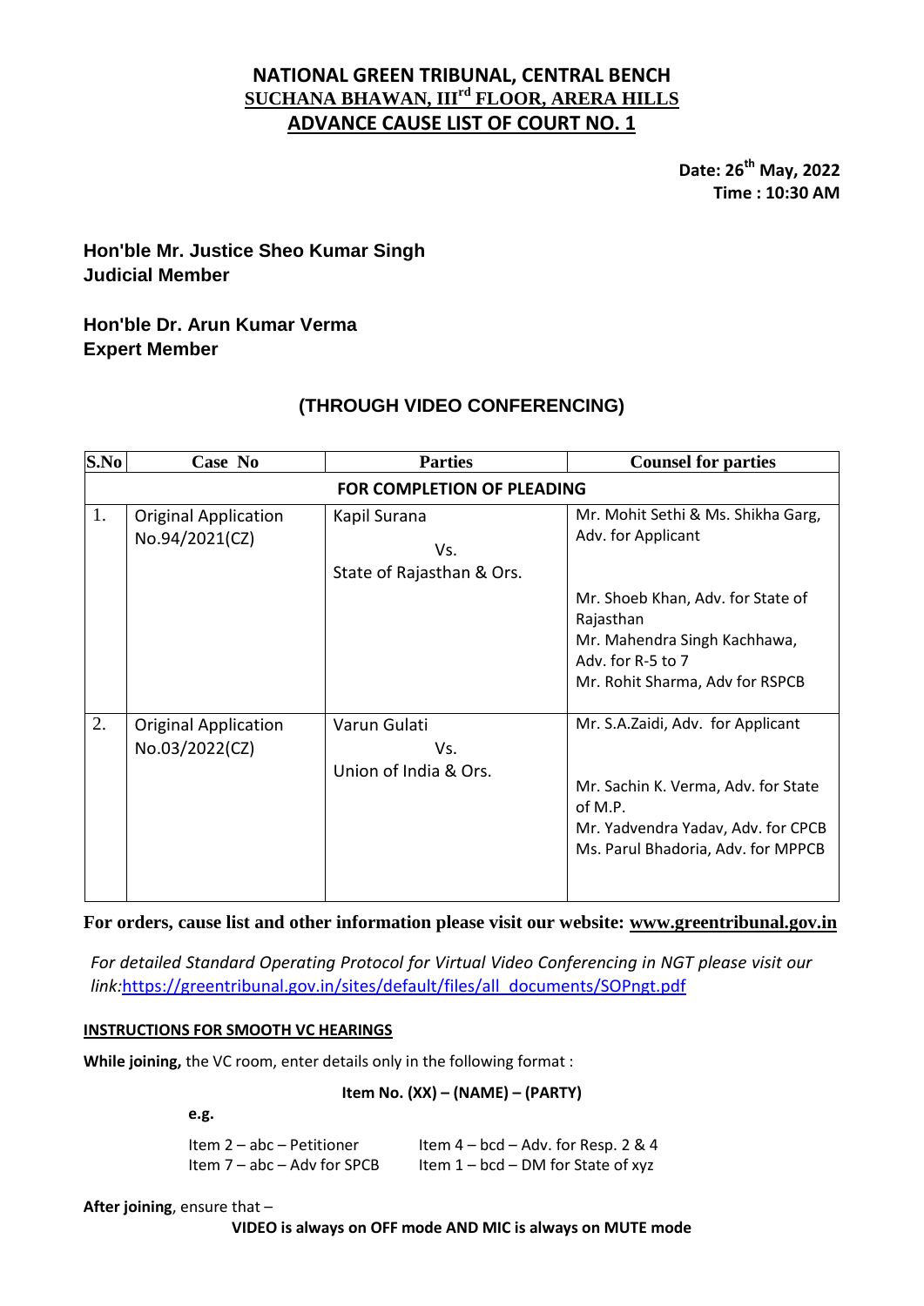# NATIONAL GREEN TRIBUNAL, CENTRAL BENCH
## SUCHANA BHAWAN, III[rd] FLOOR, ARERA HILLS
## ADVANCE CAUSE LIST OF COURT NO. 1

**Date: 26[th] May, 2022**
**Time : 10:30 AM**

**Hon'ble Mr. Justice Sheo Kumar Singh**
**Judicial Member**

**Hon'ble Dr. Arun Kumar Verma**
**Expert Member**

### (THROUGH VIDEO CONFERENCING)

| S.No | Case No | Parties | Counsel for parties |
|---|---|---|---|
| **FOR COMPLETION OF PLEADING** | | | |
| 1. | Original Application No.94/2021(CZ) | Kapil Surana Vs. State of Rajasthan & Ors. | Mr. Mohit Sethi & Ms. Shikha Garg, Adv. for Applicant<br><br>Mr. Shoeb Khan, Adv. for State of Rajasthan<br>Mr. Mahendra Singh Kachhawa, Adv. for R-5 to 7<br>Mr. Rohit Sharma, Adv for RSPCB |
| 2. | Original Application No.03/2022(CZ) | Varun Gulati Vs. Union of India & Ors. | Mr. S.A.Zaidi, Adv. for Applicant<br><br>Mr. Sachin K. Verma, Adv. for State of M.P.<br>Mr. Yadvendra Yadav, Adv. for CPCB<br>Ms. Parul Bhadoria, Adv. for MPPCB |

**For orders, cause list and other information please visit our website: www.greentribunal.gov.in**

*For detailed Standard Operating Protocol for Virtual Video Conferencing in NGT please visit our link:*https://greentribunal.gov.in/sites/default/files/all_documents/SOPngt.pdf

**INSTRUCTIONS FOR SMOOTH VC HEARINGS**

**While joining,** the VC room, enter details only in the following format :

**Item No. (XX) – (NAME) – (PARTY)**

**e.g.**

Item 2 – abc – Petitioner
Item 7 – abc – Adv for SPCB
Item 4 – bcd – Adv. for Resp. 2 & 4
Item 1 – bcd – DM for State of xyz

**After joining**, ensure that –

**VIDEO is always on OFF mode AND MIC is always on MUTE mode**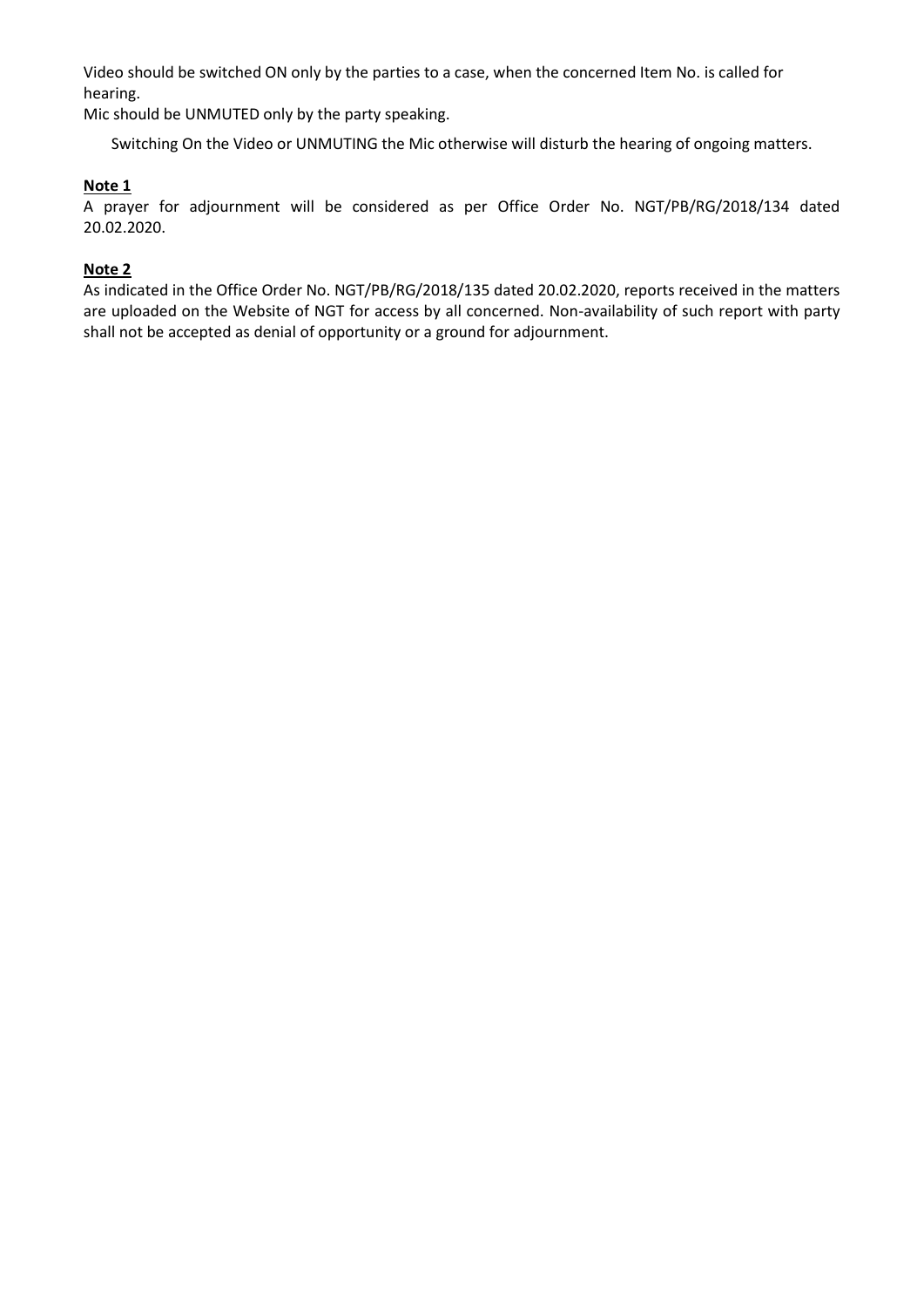Video should be switched ON only by the parties to a case, when the concerned Item No. is called for hearing.

Mic should be UNMUTED only by the party speaking.

Switching On the Video or UNMUTING the Mic otherwise will disturb the hearing of ongoing matters.

**Note 1**

A prayer for adjournment will be considered as per Office Order No. NGT/PB/RG/2018/134 dated 20.02.2020.

**Note 2**

As indicated in the Office Order No. NGT/PB/RG/2018/135 dated 20.02.2020, reports received in the matters are uploaded on the Website of NGT for access by all concerned. Non-availability of such report with party shall not be accepted as denial of opportunity or a ground for adjournment.